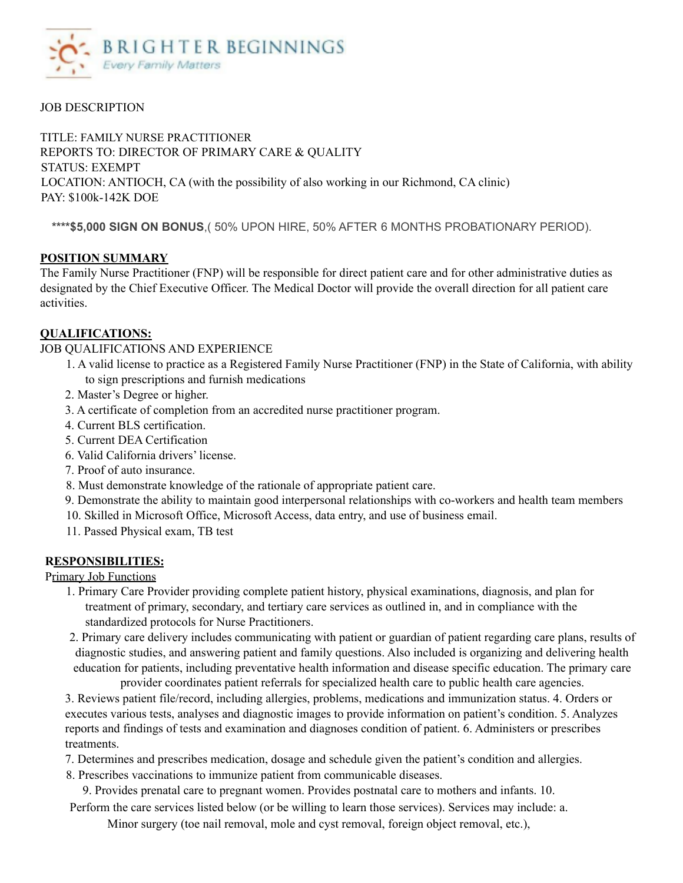BRIGHTER BEGINNINGS

*Every Family Matters*

JOB DESCRIPTION

TITLE: FAMILY NURSE PRACTITIONER
REPORTS TO: DIRECTOR OF PRIMARY CARE & QUALITY
STATUS: EXEMPT
LOCATION: ANTIOCH, CA (with the possibility of also working in our Richmond, CA clinic)
PAY: $100k-142K DOE

****$5,000 SIGN ON BONUS**,( 50% UPON HIRE, 50% AFTER 6 MONTHS PROBATIONARY PERIOD).

## POSITION SUMMARY

The Family Nurse Practitioner (FNP) will be responsible for direct patient care and for other administrative duties as designated by the Chief Executive Officer. The Medical Doctor will provide the overall direction for all patient care activities.

## QUALIFICATIONS:

JOB QUALIFICATIONS AND EXPERIENCE

1. A valid license to practice as a Registered Family Nurse Practitioner (FNP) in the State of California, with ability to sign prescriptions and furnish medications
2. Master's Degree or higher.
3. A certificate of completion from an accredited nurse practitioner program.
4. Current BLS certification.
5. Current DEA Certification
6. Valid California drivers' license.
7. Proof of auto insurance.
8. Must demonstrate knowledge of the rationale of appropriate patient care.
9. Demonstrate the ability to maintain good interpersonal relationships with co-workers and health team members
10. Skilled in Microsoft Office, Microsoft Access, data entry, and use of business email.
11. Passed Physical exam, TB test

## RESPONSIBILITIES:

Primary Job Functions

1. Primary Care Provider providing complete patient history, physical examinations, diagnosis, and plan for treatment of primary, secondary, and tertiary care services as outlined in, and in compliance with the standardized protocols for Nurse Practitioners.
2. Primary care delivery includes communicating with patient or guardian of patient regarding care plans, results of diagnostic studies, and answering patient and family questions. Also included is organizing and delivering health education for patients, including preventative health information and disease specific education. The primary care provider coordinates patient referrals for specialized health care to public health care agencies.
3. Reviews patient file/record, including allergies, problems, medications and immunization status.
4. Orders or executes various tests, analyses and diagnostic images to provide information on patient's condition.
5. Analyzes reports and findings of tests and examination and diagnoses condition of patient.
6. Administers or prescribes treatments.
7. Determines and prescribes medication, dosage and schedule given the patient's condition and allergies.
8. Prescribes vaccinations to immunize patient from communicable diseases.
9. Provides prenatal care to pregnant women. Provides postnatal care to mothers and infants.
10. Perform the care services listed below (or be willing to learn those services). Services may include:
    a. Minor surgery (toe nail removal, mole and cyst removal, foreign object removal, etc.),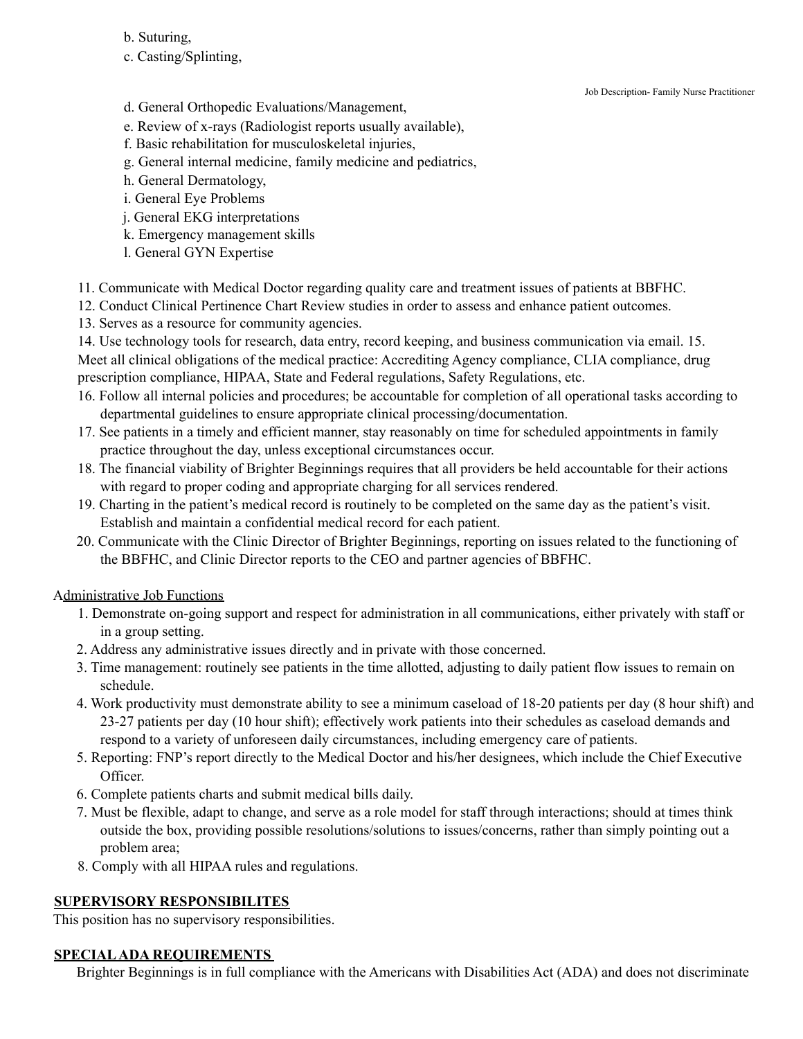b. Suturing,
c. Casting/Splinting,

d. General Orthopedic Evaluations/Management,
e. Review of x-rays (Radiologist reports usually available),
f. Basic rehabilitation for musculoskeletal injuries,
g. General internal medicine, family medicine and pediatrics,
h. General Dermatology,
i. General Eye Problems
j. General EKG interpretations
k. Emergency management skills
l. General GYN Expertise

11. Communicate with Medical Doctor regarding quality care and treatment issues of patients at BBFHC.
12. Conduct Clinical Pertinence Chart Review studies in order to assess and enhance patient outcomes.
13. Serves as a resource for community agencies.
14. Use technology tools for research, data entry, record keeping, and business communication via email.
15. Meet all clinical obligations of the medical practice: Accrediting Agency compliance, CLIA compliance, drug prescription compliance, HIPAA, State and Federal regulations, Safety Regulations, etc.
16. Follow all internal policies and procedures; be accountable for completion of all operational tasks according to departmental guidelines to ensure appropriate clinical processing/documentation.
17. See patients in a timely and efficient manner, stay reasonably on time for scheduled appointments in family practice throughout the day, unless exceptional circumstances occur.
18. The financial viability of Brighter Beginnings requires that all providers be held accountable for their actions with regard to proper coding and appropriate charging for all services rendered.
19. Charting in the patient's medical record is routinely to be completed on the same day as the patient's visit. Establish and maintain a confidential medical record for each patient.
20. Communicate with the Clinic Director of Brighter Beginnings, reporting on issues related to the functioning of the BBFHC, and Clinic Director reports to the CEO and partner agencies of BBFHC.

Administrative Job Functions

1. Demonstrate on-going support and respect for administration in all communications, either privately with staff or in a group setting.
2. Address any administrative issues directly and in private with those concerned.
3. Time management: routinely see patients in the time allotted, adjusting to daily patient flow issues to remain on schedule.
4. Work productivity must demonstrate ability to see a minimum caseload of 18-20 patients per day (8 hour shift) and 23-27 patients per day (10 hour shift); effectively work patients into their schedules as caseload demands and respond to a variety of unforeseen daily circumstances, including emergency care of patients.
5. Reporting: FNP's report directly to the Medical Doctor and his/her designees, which include the Chief Executive Officer.
6. Complete patients charts and submit medical bills daily.
7. Must be flexible, adapt to change, and serve as a role model for staff through interactions; should at times think outside the box, providing possible resolutions/solutions to issues/concerns, rather than simply pointing out a problem area;
8. Comply with all HIPAA rules and regulations.

## SUPERVISORY RESPONSIBILITES

This position has no supervisory responsibilities.

## SPECIAL ADA REQUIREMENTS

Brighter Beginnings is in full compliance with the Americans with Disabilities Act (ADA) and does not discriminate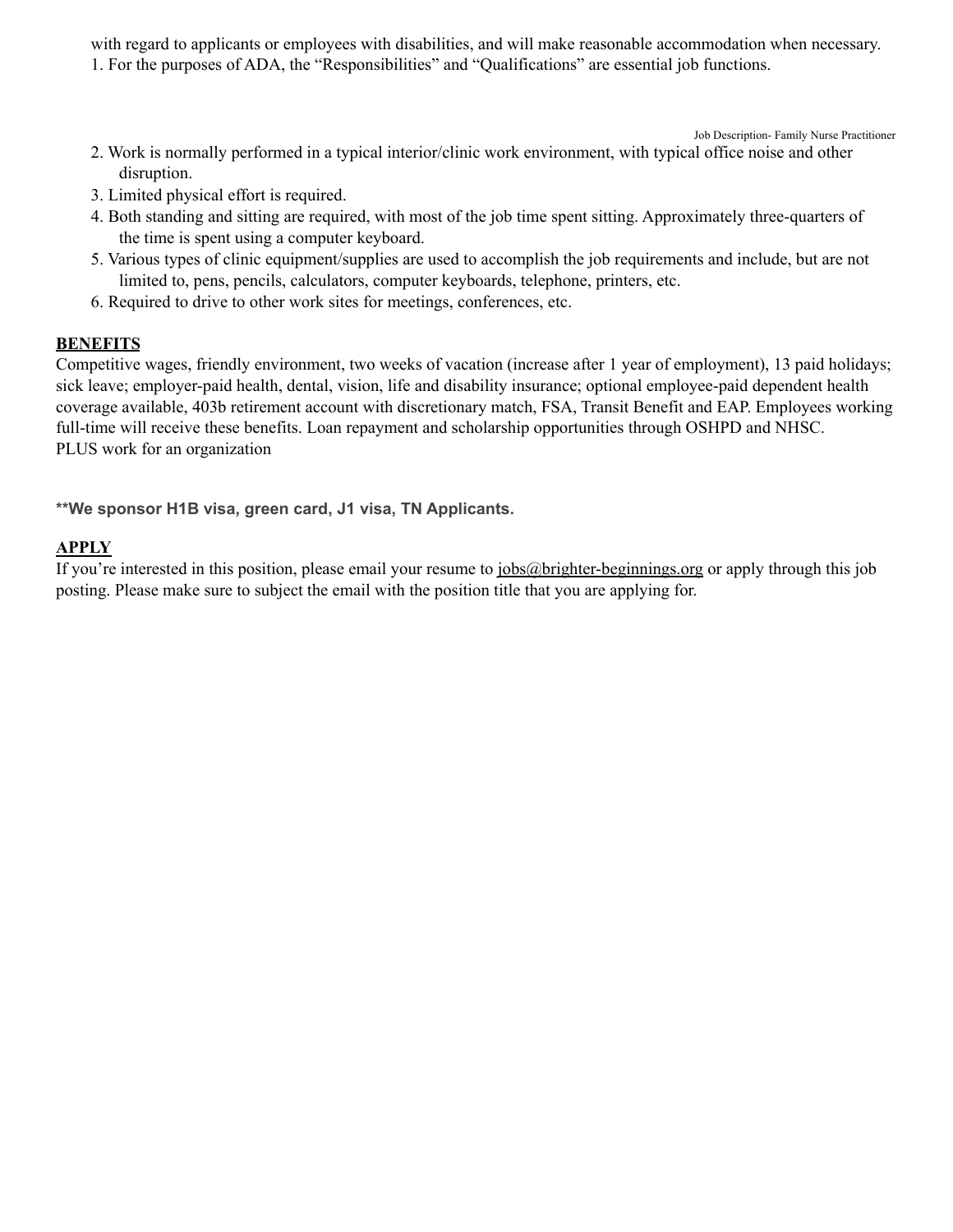with regard to applicants or employees with disabilities, and will make reasonable accommodation when necessary.

1. For the purposes of ADA, the "Responsibilities" and "Qualifications" are essential job functions.
2. Work is normally performed in a typical interior/clinic work environment, with typical office noise and other disruption.
3. Limited physical effort is required.
4. Both standing and sitting are required, with most of the job time spent sitting. Approximately three-quarters of the time is spent using a computer keyboard.
5. Various types of clinic equipment/supplies are used to accomplish the job requirements and include, but are not limited to, pens, pencils, calculators, computer keyboards, telephone, printers, etc.
6. Required to drive to other work sites for meetings, conferences, etc.

## BENEFITS

Competitive wages, friendly environment, two weeks of vacation (increase after 1 year of employment), 13 paid holidays; sick leave; employer-paid health, dental, vision, life and disability insurance; optional employee-paid dependent health coverage available, 403b retirement account with discretionary match, FSA, Transit Benefit and EAP. Employees working full-time will receive these benefits. Loan repayment and scholarship opportunities through OSHPD and NHSC.
PLUS work for an organization

**\*\*We sponsor H1B visa, green card, J1 visa, TN Applicants.**

## APPLY

If you're interested in this position, please email your resume to jobs@brighter-beginnings.org or apply through this job posting. Please make sure to subject the email with the position title that you are applying for.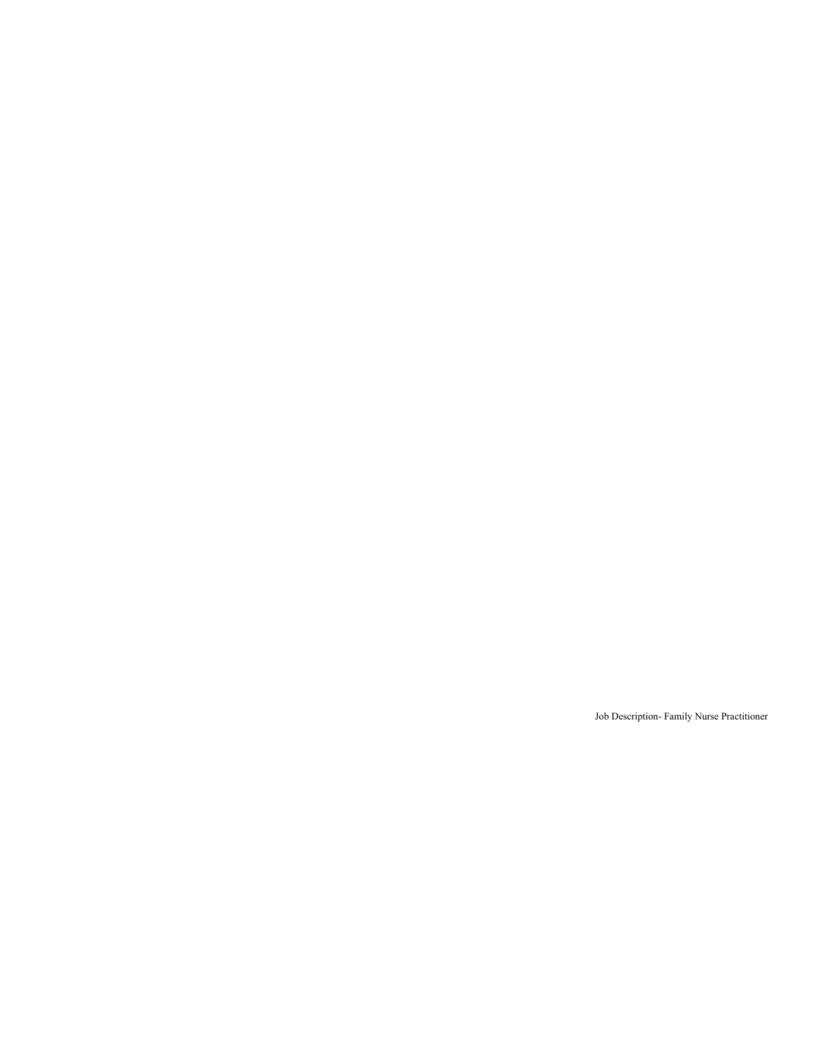Job Description- Family Nurse Practitioner